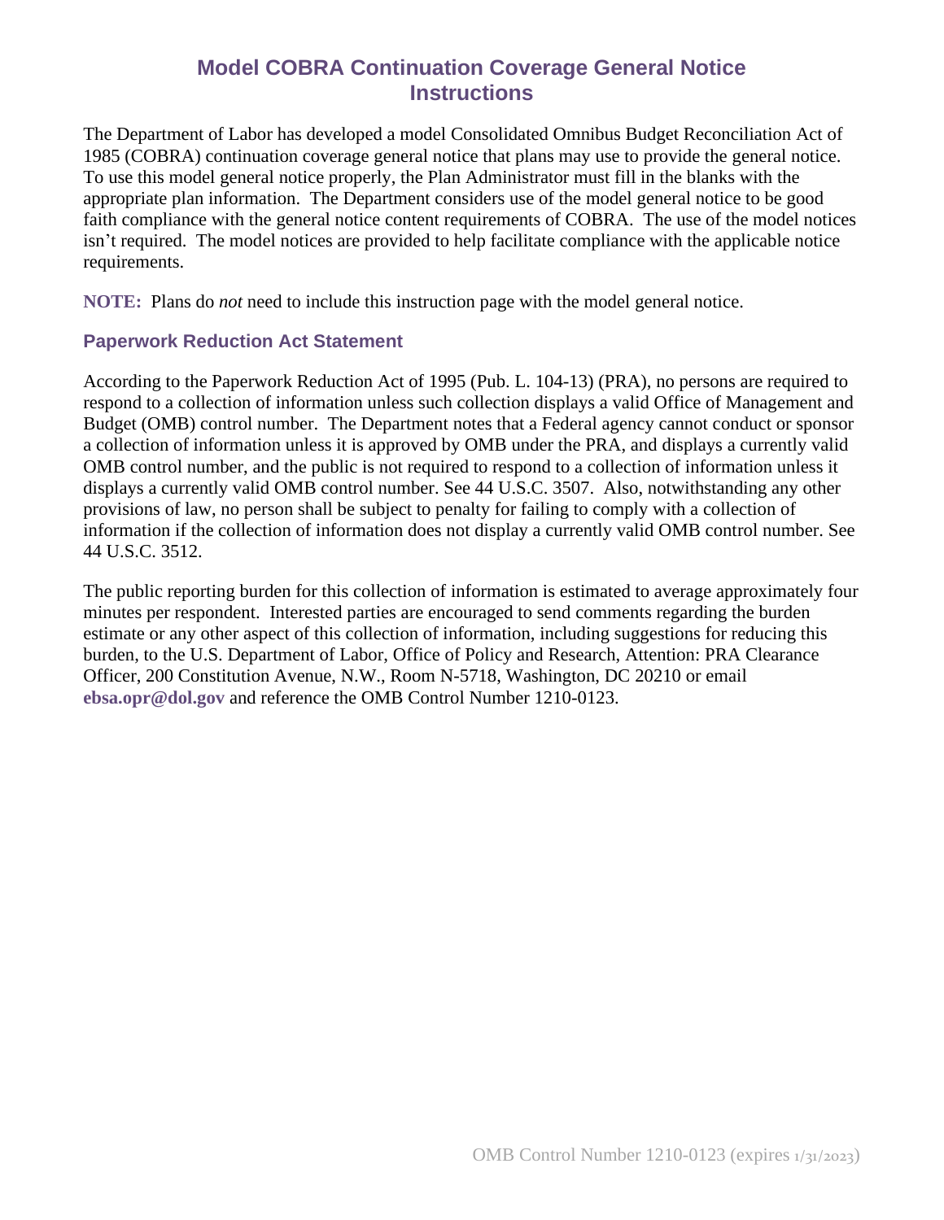# Model COBRA Continuation Coverage General Notice Instructions

The Department of Labor has developed a model Consolidated Omnibus Budget Reconciliation Act of 1985 (COBRA) continuation coverage general notice that plans may use to provide the general notice. To use this model general notice properly, the Plan Administrator must fill in the blanks with the appropriate plan information. The Department considers use of the model general notice to be good faith compliance with the general notice content requirements of COBRA. The use of the model notices isn't required. The model notices are provided to help facilitate compliance with the applicable notice requirements.

**NOTE:** Plans do *not* need to include this instruction page with the model general notice.

## Paperwork Reduction Act Statement

According to the Paperwork Reduction Act of 1995 (Pub. L. 104-13) (PRA), no persons are required to respond to a collection of information unless such collection displays a valid Office of Management and Budget (OMB) control number. The Department notes that a Federal agency cannot conduct or sponsor a collection of information unless it is approved by OMB under the PRA, and displays a currently valid OMB control number, and the public is not required to respond to a collection of information unless it displays a currently valid OMB control number. See 44 U.S.C. 3507. Also, notwithstanding any other provisions of law, no person shall be subject to penalty for failing to comply with a collection of information if the collection of information does not display a currently valid OMB control number. See 44 U.S.C. 3512.

The public reporting burden for this collection of information is estimated to average approximately four minutes per respondent. Interested parties are encouraged to send comments regarding the burden estimate or any other aspect of this collection of information, including suggestions for reducing this burden, to the U.S. Department of Labor, Office of Policy and Research, Attention: PRA Clearance Officer, 200 Constitution Avenue, N.W., Room N-5718, Washington, DC 20210 or email **ebsa.opr@dol.gov** and reference the OMB Control Number 1210-0123.

OMB Control Number 1210-0123 (expires 1/31/2023)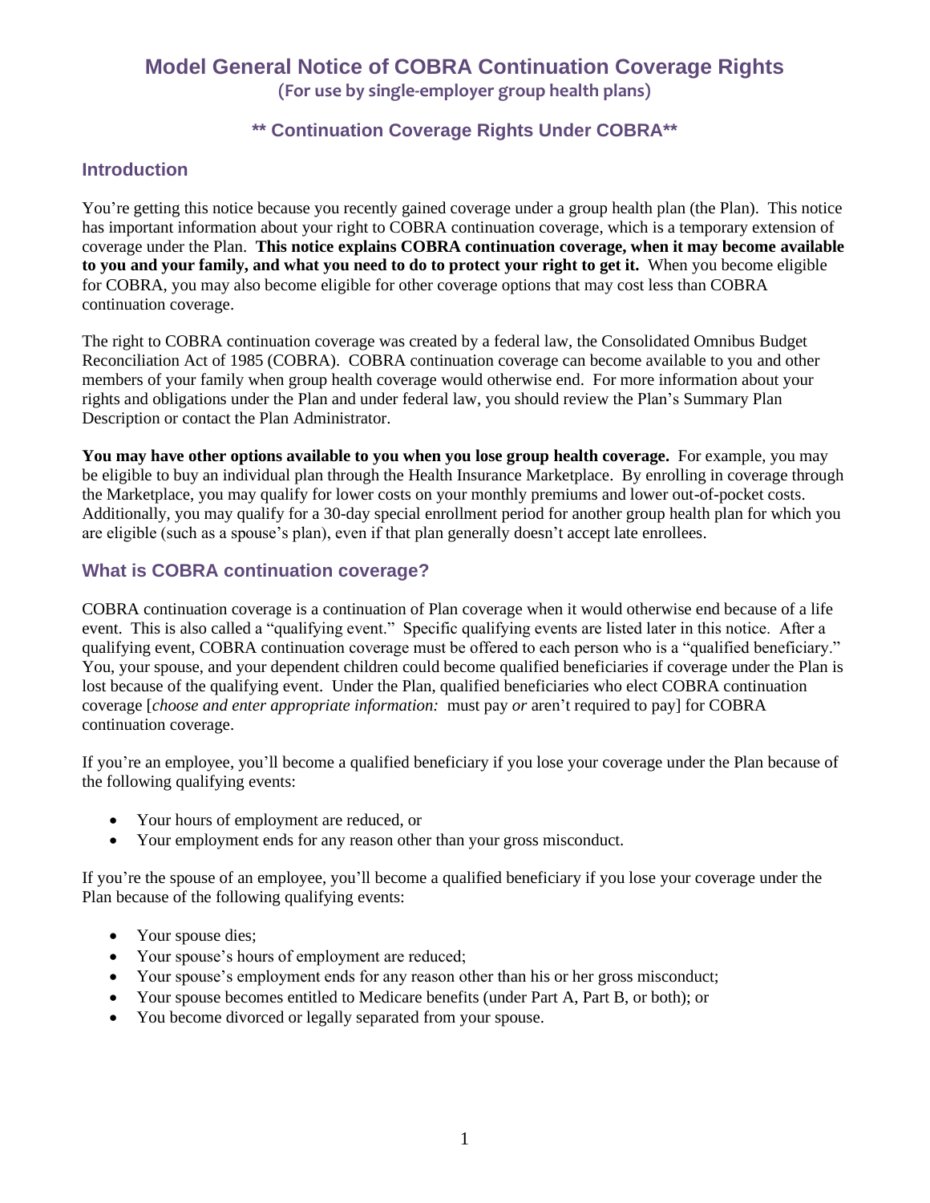# Model General Notice of COBRA Continuation Coverage Rights

**(For use by single-employer group health plans)**

### ** Continuation Coverage Rights Under COBRA**

## Introduction

You're getting this notice because you recently gained coverage under a group health plan (the Plan). This notice has important information about your right to COBRA continuation coverage, which is a temporary extension of coverage under the Plan. **This notice explains COBRA continuation coverage, when it may become available to you and your family, and what you need to do to protect your right to get it.** When you become eligible for COBRA, you may also become eligible for other coverage options that may cost less than COBRA continuation coverage.

The right to COBRA continuation coverage was created by a federal law, the Consolidated Omnibus Budget Reconciliation Act of 1985 (COBRA). COBRA continuation coverage can become available to you and other members of your family when group health coverage would otherwise end. For more information about your rights and obligations under the Plan and under federal law, you should review the Plan's Summary Plan Description or contact the Plan Administrator.

**You may have other options available to you when you lose group health coverage.** For example, you may be eligible to buy an individual plan through the Health Insurance Marketplace. By enrolling in coverage through the Marketplace, you may qualify for lower costs on your monthly premiums and lower out-of-pocket costs. Additionally, you may qualify for a 30-day special enrollment period for another group health plan for which you are eligible (such as a spouse's plan), even if that plan generally doesn't accept late enrollees.

## What is COBRA continuation coverage?

COBRA continuation coverage is a continuation of Plan coverage when it would otherwise end because of a life event. This is also called a "qualifying event." Specific qualifying events are listed later in this notice. After a qualifying event, COBRA continuation coverage must be offered to each person who is a "qualified beneficiary." You, your spouse, and your dependent children could become qualified beneficiaries if coverage under the Plan is lost because of the qualifying event. Under the Plan, qualified beneficiaries who elect COBRA continuation coverage [*choose and enter appropriate information:* must pay *or* aren't required to pay] for COBRA continuation coverage.

If you're an employee, you'll become a qualified beneficiary if you lose your coverage under the Plan because of the following qualifying events:

- Your hours of employment are reduced, or
- Your employment ends for any reason other than your gross misconduct.

If you're the spouse of an employee, you'll become a qualified beneficiary if you lose your coverage under the Plan because of the following qualifying events:

- Your spouse dies;
- Your spouse's hours of employment are reduced;
- Your spouse's employment ends for any reason other than his or her gross misconduct;
- Your spouse becomes entitled to Medicare benefits (under Part A, Part B, or both); or
- You become divorced or legally separated from your spouse.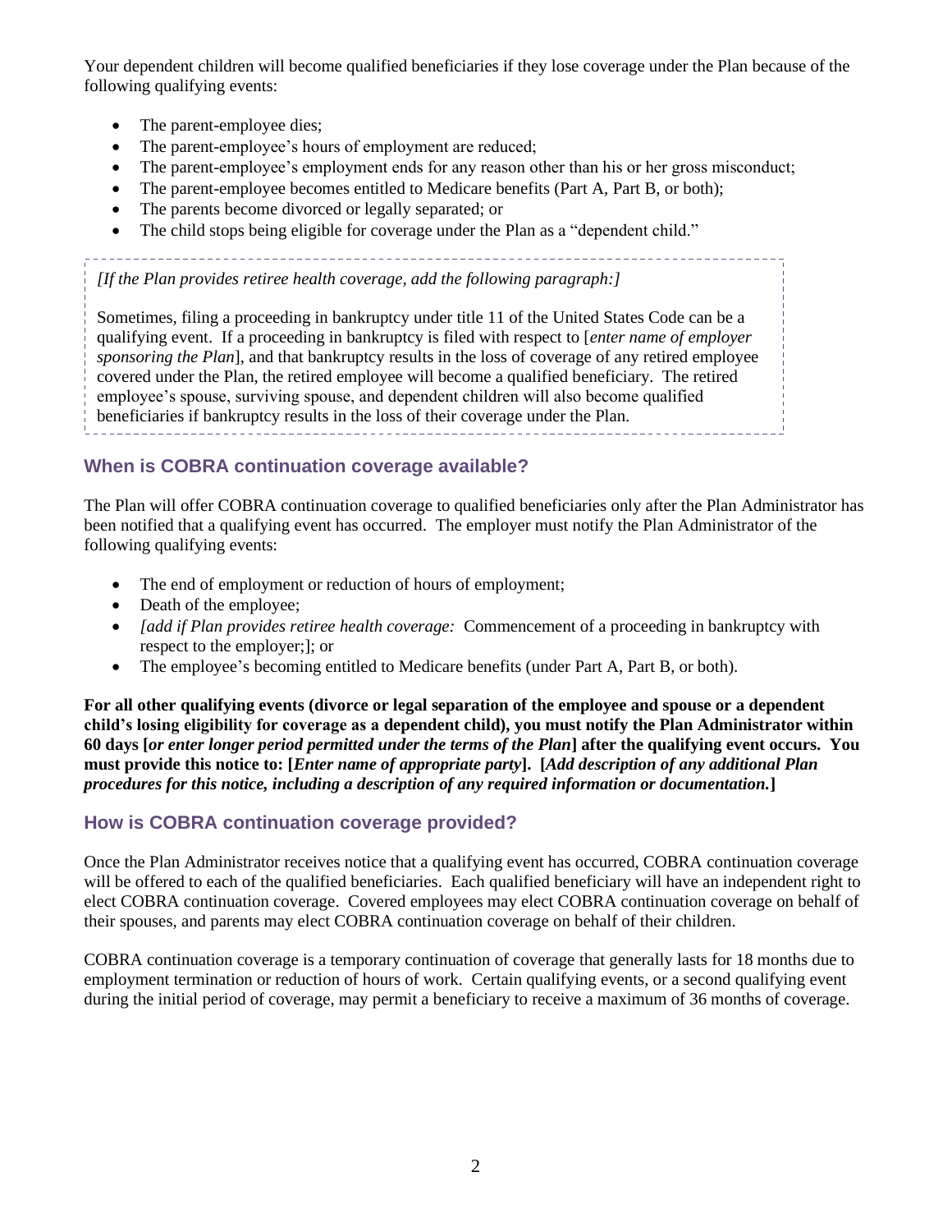Your dependent children will become qualified beneficiaries if they lose coverage under the Plan because of the following qualifying events:

- The parent-employee dies;
- The parent-employee's hours of employment are reduced;
- The parent-employee's employment ends for any reason other than his or her gross misconduct;
- The parent-employee becomes entitled to Medicare benefits (Part A, Part B, or both);
- The parents become divorced or legally separated; or
- The child stops being eligible for coverage under the Plan as a "dependent child."

*[If the Plan provides retiree health coverage, add the following paragraph:]*

Sometimes, filing a proceeding in bankruptcy under title 11 of the United States Code can be a qualifying event. If a proceeding in bankruptcy is filed with respect to [*enter name of employer sponsoring the Plan*], and that bankruptcy results in the loss of coverage of any retired employee covered under the Plan, the retired employee will become a qualified beneficiary. The retired employee's spouse, surviving spouse, and dependent children will also become qualified beneficiaries if bankruptcy results in the loss of their coverage under the Plan.

## When is COBRA continuation coverage available?

The Plan will offer COBRA continuation coverage to qualified beneficiaries only after the Plan Administrator has been notified that a qualifying event has occurred. The employer must notify the Plan Administrator of the following qualifying events:

- The end of employment or reduction of hours of employment;
- Death of the employee;
- *[add if Plan provides retiree health coverage:* Commencement of a proceeding in bankruptcy with respect to the employer;]; or
- The employee's becoming entitled to Medicare benefits (under Part A, Part B, or both).

**For all other qualifying events (divorce or legal separation of the employee and spouse or a dependent child's losing eligibility for coverage as a dependent child), you must notify the Plan Administrator within 60 days [*or enter longer period permitted under the terms of the Plan*] after the qualifying event occurs. You must provide this notice to: [*Enter name of appropriate party*]. [*Add description of any additional Plan procedures for this notice, including a description of any required information or documentation.*]**

## How is COBRA continuation coverage provided?

Once the Plan Administrator receives notice that a qualifying event has occurred, COBRA continuation coverage will be offered to each of the qualified beneficiaries. Each qualified beneficiary will have an independent right to elect COBRA continuation coverage. Covered employees may elect COBRA continuation coverage on behalf of their spouses, and parents may elect COBRA continuation coverage on behalf of their children.

COBRA continuation coverage is a temporary continuation of coverage that generally lasts for 18 months due to employment termination or reduction of hours of work. Certain qualifying events, or a second qualifying event during the initial period of coverage, may permit a beneficiary to receive a maximum of 36 months of coverage.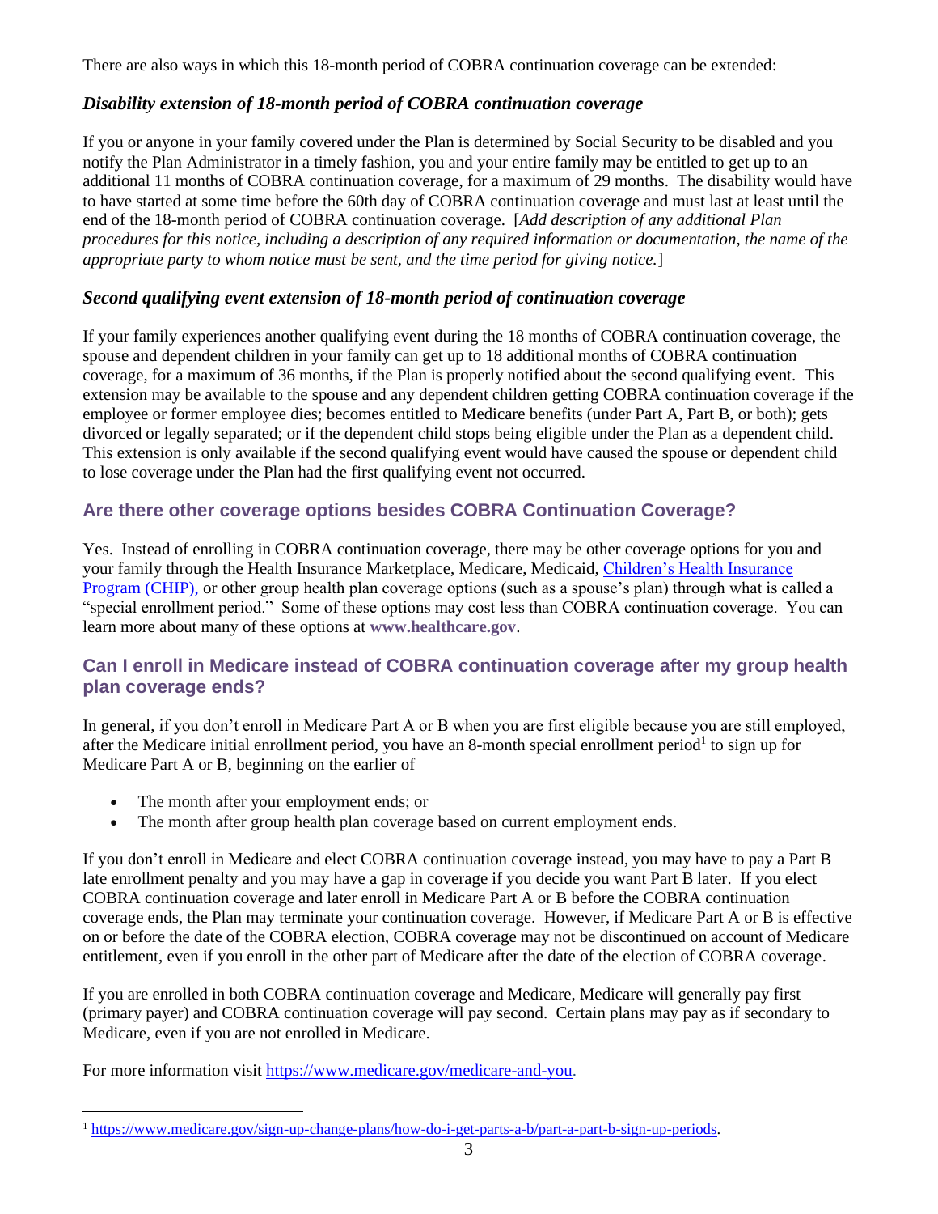There are also ways in which this 18-month period of COBRA continuation coverage can be extended:

### *Disability extension of 18-month period of COBRA continuation coverage*

If you or anyone in your family covered under the Plan is determined by Social Security to be disabled and you notify the Plan Administrator in a timely fashion, you and your entire family may be entitled to get up to an additional 11 months of COBRA continuation coverage, for a maximum of 29 months. The disability would have to have started at some time before the 60th day of COBRA continuation coverage and must last at least until the end of the 18-month period of COBRA continuation coverage. [*Add description of any additional Plan procedures for this notice, including a description of any required information or documentation, the name of the appropriate party to whom notice must be sent, and the time period for giving notice.*]

### *Second qualifying event extension of 18-month period of continuation coverage*

If your family experiences another qualifying event during the 18 months of COBRA continuation coverage, the spouse and dependent children in your family can get up to 18 additional months of COBRA continuation coverage, for a maximum of 36 months, if the Plan is properly notified about the second qualifying event. This extension may be available to the spouse and any dependent children getting COBRA continuation coverage if the employee or former employee dies; becomes entitled to Medicare benefits (under Part A, Part B, or both); gets divorced or legally separated; or if the dependent child stops being eligible under the Plan as a dependent child. This extension is only available if the second qualifying event would have caused the spouse or dependent child to lose coverage under the Plan had the first qualifying event not occurred.

## Are there other coverage options besides COBRA Continuation Coverage?

Yes. Instead of enrolling in COBRA continuation coverage, there may be other coverage options for you and your family through the Health Insurance Marketplace, Medicare, Medicaid, Children's Health Insurance Program (CHIP), or other group health plan coverage options (such as a spouse's plan) through what is called a "special enrollment period." Some of these options may cost less than COBRA continuation coverage. You can learn more about many of these options at **www.healthcare.gov**.

## Can I enroll in Medicare instead of COBRA continuation coverage after my group health plan coverage ends?

In general, if you don't enroll in Medicare Part A or B when you are first eligible because you are still employed, after the Medicare initial enrollment period, you have an 8-month special enrollment period[1] to sign up for Medicare Part A or B, beginning on the earlier of

- The month after your employment ends; or
- The month after group health plan coverage based on current employment ends.

If you don't enroll in Medicare and elect COBRA continuation coverage instead, you may have to pay a Part B late enrollment penalty and you may have a gap in coverage if you decide you want Part B later. If you elect COBRA continuation coverage and later enroll in Medicare Part A or B before the COBRA continuation coverage ends, the Plan may terminate your continuation coverage. However, if Medicare Part A or B is effective on or before the date of the COBRA election, COBRA coverage may not be discontinued on account of Medicare entitlement, even if you enroll in the other part of Medicare after the date of the election of COBRA coverage.

If you are enrolled in both COBRA continuation coverage and Medicare, Medicare will generally pay first (primary payer) and COBRA continuation coverage will pay second. Certain plans may pay as if secondary to Medicare, even if you are not enrolled in Medicare.

For more information visit https://www.medicare.gov/medicare-and-you.

[1] https://www.medicare.gov/sign-up-change-plans/how-do-i-get-parts-a-b/part-a-part-b-sign-up-periods.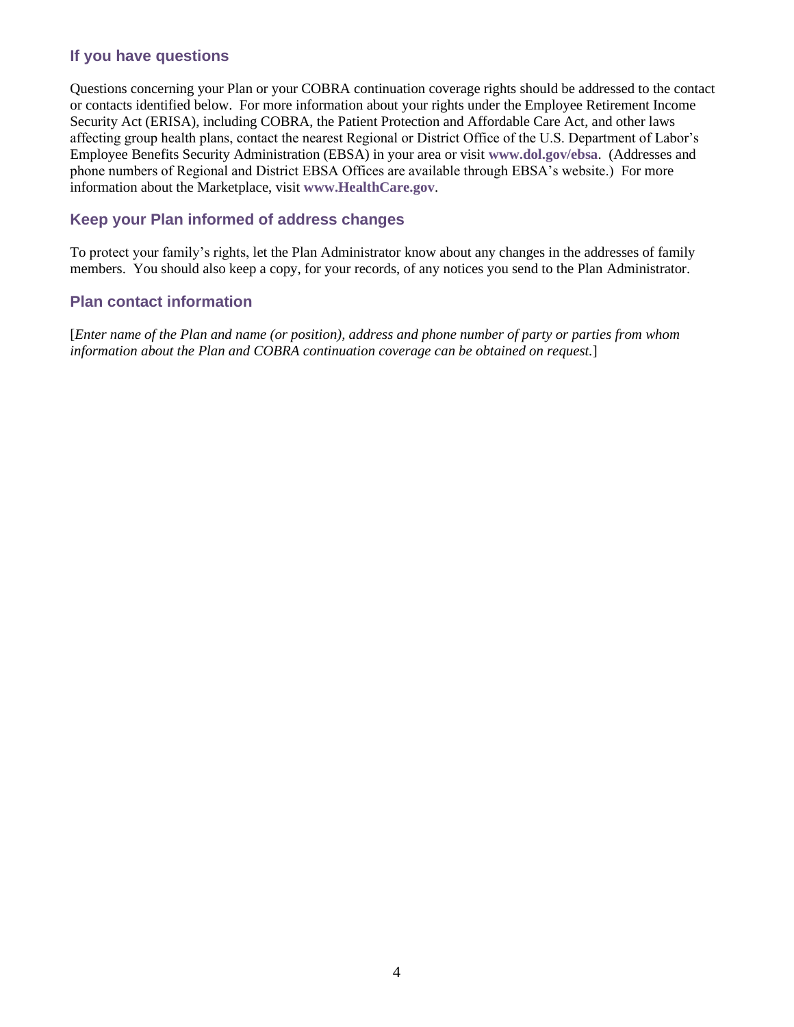## If you have questions

Questions concerning your Plan or your COBRA continuation coverage rights should be addressed to the contact or contacts identified below. For more information about your rights under the Employee Retirement Income Security Act (ERISA), including COBRA, the Patient Protection and Affordable Care Act, and other laws affecting group health plans, contact the nearest Regional or District Office of the U.S. Department of Labor's Employee Benefits Security Administration (EBSA) in your area or visit **www.dol.gov/ebsa**. (Addresses and phone numbers of Regional and District EBSA Offices are available through EBSA's website.) For more information about the Marketplace, visit **www.HealthCare.gov**.

## Keep your Plan informed of address changes

To protect your family's rights, let the Plan Administrator know about any changes in the addresses of family members. You should also keep a copy, for your records, of any notices you send to the Plan Administrator.

## Plan contact information

[*Enter name of the Plan and name (or position), address and phone number of party or parties from whom information about the Plan and COBRA continuation coverage can be obtained on request.*]